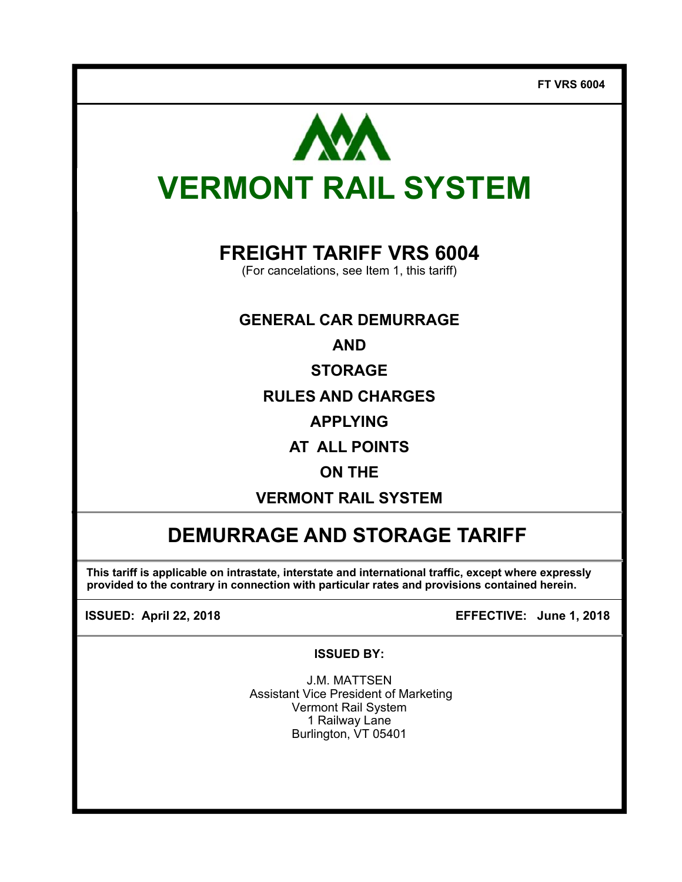FT VRS 6004

# VERMONT RAIL SYSTEM

## FREIGHT TARIFF VRS 6004

(For cancelations, see Item 1, this tariff)

**GENERAL CAR DEMURRAGE**

**AND**

**STORAGE**

**RULES AND CHARGES**

**APPLYING**

**AT ALL POINTS**

**ON THE**

**VERMONT RAIL SYSTEM**

## DEMURRAGE AND STORAGE TARIFF

**This tariff is applicable on intrastate, interstate and international traffic, except where expressly provided to the contrary in connection with particular rates and provisions contained herein.**

**ISSUED: April 22, 2018** **EFFECTIVE: June 1, 2018**

**ISSUED BY:**

J.M. MATTSEN
Assistant Vice President of Marketing
Vermont Rail System
1 Railway Lane
Burlington, VT 05401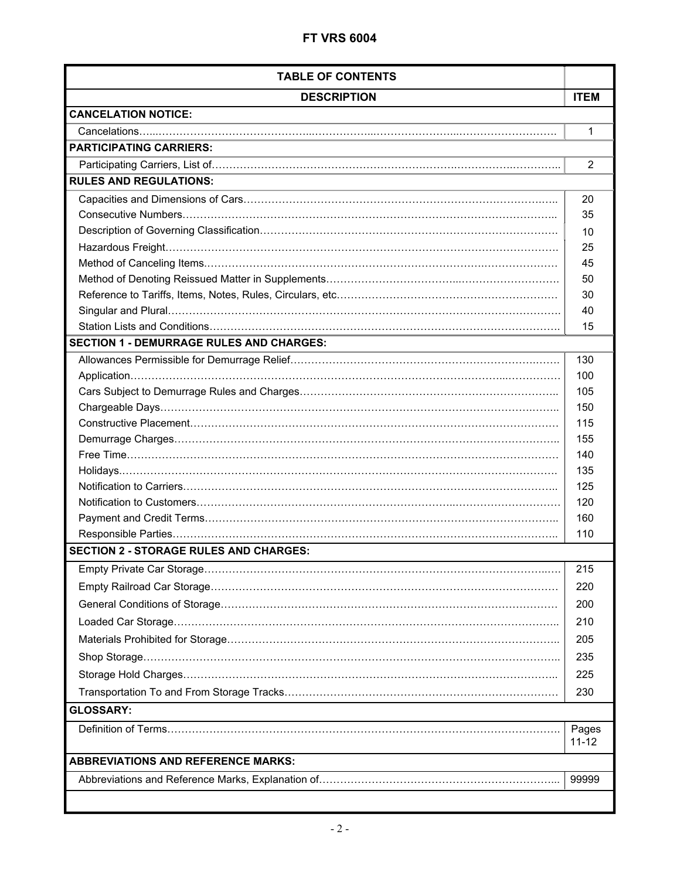| TABLE OF CONTENTS | |
|---|---|
| **DESCRIPTION** | **ITEM** |
| **CANCELATION NOTICE:** | |
| Cancelations | 1 |
| **PARTICIPATING CARRIERS:** | |
| Participating Carriers, List of | 2 |
| **RULES AND REGULATIONS:** | |
| Capacities and Dimensions of Cars | 20 |
| Consecutive Numbers | 35 |
| Description of Governing Classification | 10 |
| Hazardous Freight | 25 |
| Method of Canceling Items | 45 |
| Method of Denoting Reissued Matter in Supplements | 50 |
| Reference to Tariffs, Items, Notes, Rules, Circulars, etc. | 30 |
| Singular and Plural | 40 |
| Station Lists and Conditions | 15 |
| **SECTION 1 - DEMURRAGE RULES AND CHARGES:** | |
| Allowances Permissible for Demurrage Relief | 130 |
| Application | 100 |
| Cars Subject to Demurrage Rules and Charges | 105 |
| Chargeable Days | 150 |
| Constructive Placement | 115 |
| Demurrage Charges | 155 |
| Free Time | 140 |
| Holidays | 135 |
| Notification to Carriers | 125 |
| Notification to Customers | 120 |
| Payment and Credit Terms | 160 |
| Responsible Parties | 110 |
| **SECTION 2 - STORAGE RULES AND CHARGES:** | |
| Empty Private Car Storage | 215 |
| Empty Railroad Car Storage | 220 |
| General Conditions of Storage | 200 |
| Loaded Car Storage | 210 |
| Materials Prohibited for Storage | 205 |
| Shop Storage | 235 |
| Storage Hold Charges | 225 |
| Transportation To and From Storage Tracks | 230 |
| **GLOSSARY:** | |
| Definition of Terms | Pages 11-12 |
| **ABBREVIATIONS AND REFERENCE MARKS:** | |
| Abbreviations and Reference Marks, Explanation of | 99999 |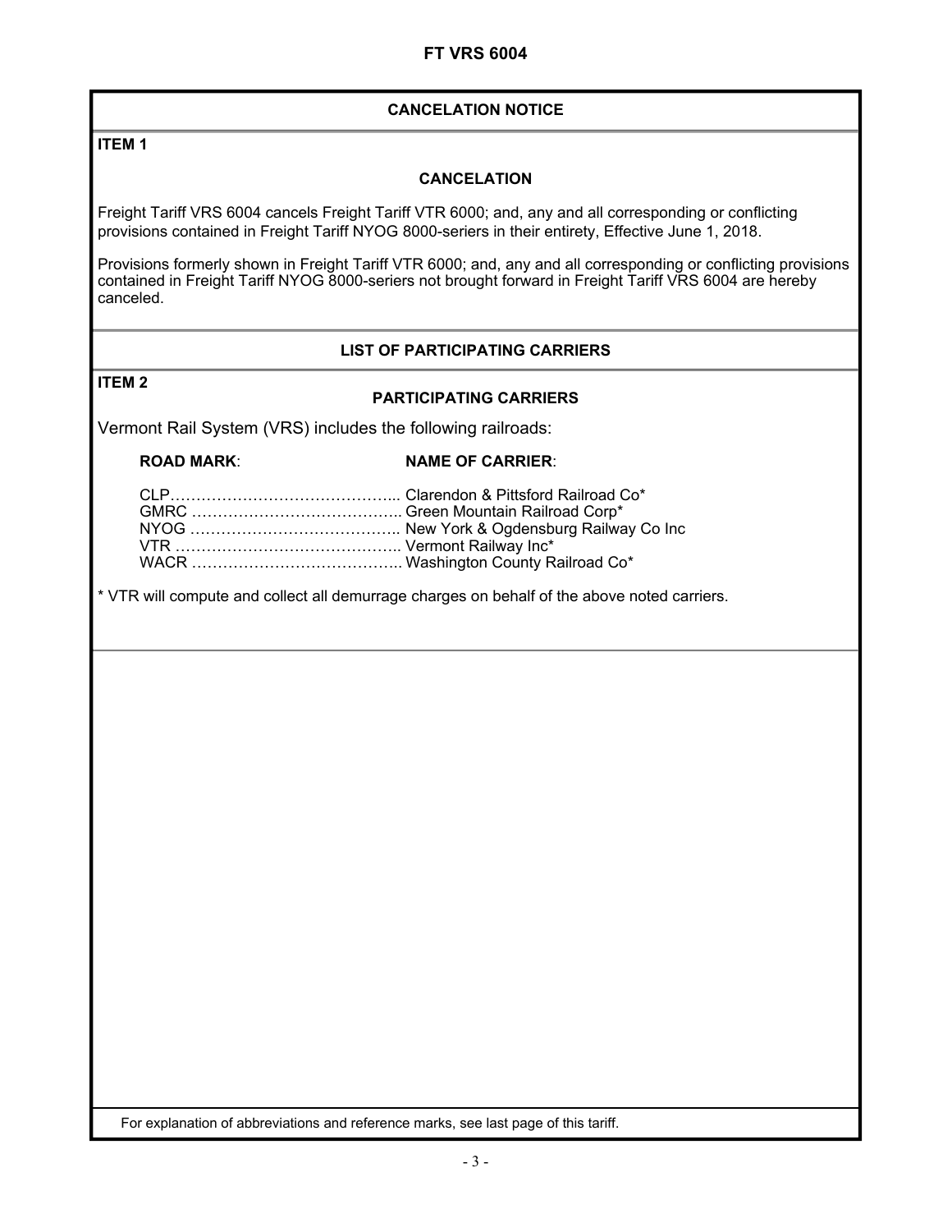## CANCELATION NOTICE

**ITEM 1**

### CANCELATION

Freight Tariff VRS 6004 cancels Freight Tariff VTR 6000; and, any and all corresponding or conflicting provisions contained in Freight Tariff NYOG 8000-seriers in their entirety, Effective June 1, 2018.

Provisions formerly shown in Freight Tariff VTR 6000; and, any and all corresponding or conflicting provisions contained in Freight Tariff NYOG 8000-seriers not brought forward in Freight Tariff VRS 6004 are hereby canceled.

## LIST OF PARTICIPATING CARRIERS

**ITEM 2**

### PARTICIPATING CARRIERS

Vermont Rail System (VRS) includes the following railroads:

| ROAD MARK: | NAME OF CARRIER: |
|---|---|
| CLP | Clarendon & Pittsford Railroad Co* |
| GMRC | Green Mountain Railroad Corp* |
| NYOG | New York & Ogdensburg Railway Co Inc |
| VTR | Vermont Railway Inc* |
| WACR | Washington County Railroad Co* |

* VTR will compute and collect all demurrage charges on behalf of the above noted carriers.

For explanation of abbreviations and reference marks, see last page of this tariff.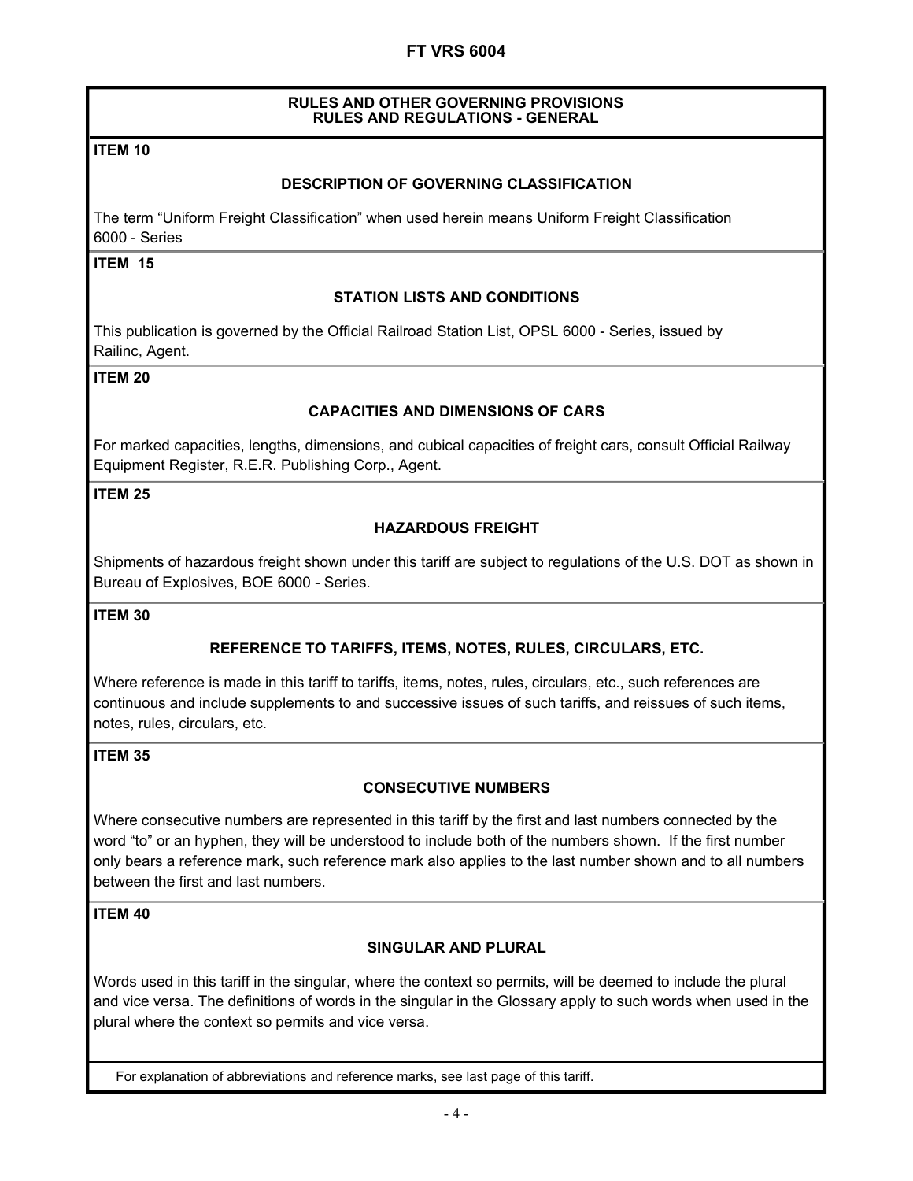## RULES AND OTHER GOVERNING PROVISIONS
## RULES AND REGULATIONS - GENERAL

**ITEM 10**

### DESCRIPTION OF GOVERNING CLASSIFICATION

The term "Uniform Freight Classification" when used herein means Uniform Freight Classification 6000 - Series

**ITEM 15**

### STATION LISTS AND CONDITIONS

This publication is governed by the Official Railroad Station List, OPSL 6000 - Series, issued by Railinc, Agent.

**ITEM 20**

### CAPACITIES AND DIMENSIONS OF CARS

For marked capacities, lengths, dimensions, and cubical capacities of freight cars, consult Official Railway Equipment Register, R.E.R. Publishing Corp., Agent.

**ITEM 25**

### HAZARDOUS FREIGHT

Shipments of hazardous freight shown under this tariff are subject to regulations of the U.S. DOT as shown in Bureau of Explosives, BOE 6000 - Series.

**ITEM 30**

### REFERENCE TO TARIFFS, ITEMS, NOTES, RULES, CIRCULARS, ETC.

Where reference is made in this tariff to tariffs, items, notes, rules, circulars, etc., such references are continuous and include supplements to and successive issues of such tariffs, and reissues of such items, notes, rules, circulars, etc.

**ITEM 35**

### CONSECUTIVE NUMBERS

Where consecutive numbers are represented in this tariff by the first and last numbers connected by the word "to" or an hyphen, they will be understood to include both of the numbers shown. If the first number only bears a reference mark, such reference mark also applies to the last number shown and to all numbers between the first and last numbers.

**ITEM 40**

### SINGULAR AND PLURAL

Words used in this tariff in the singular, where the context so permits, will be deemed to include the plural and vice versa. The definitions of words in the singular in the Glossary apply to such words when used in the plural where the context so permits and vice versa.

For explanation of abbreviations and reference marks, see last page of this tariff.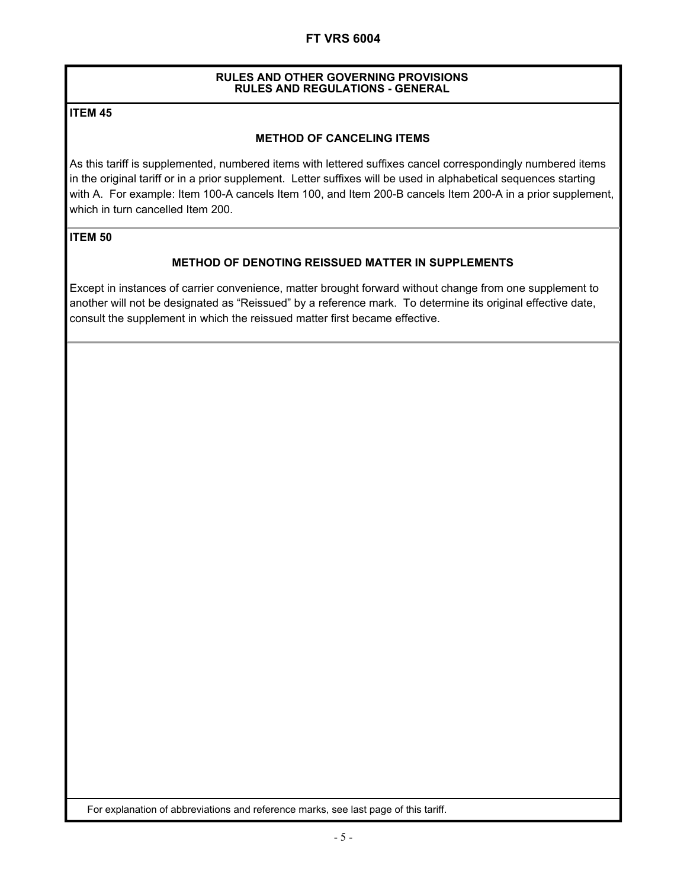## RULES AND OTHER GOVERNING PROVISIONS
## RULES AND REGULATIONS - GENERAL

**ITEM 45**

### METHOD OF CANCELING ITEMS

As this tariff is supplemented, numbered items with lettered suffixes cancel correspondingly numbered items in the original tariff or in a prior supplement. Letter suffixes will be used in alphabetical sequences starting with A. For example: Item 100-A cancels Item 100, and Item 200-B cancels Item 200-A in a prior supplement, which in turn cancelled Item 200.

**ITEM 50**

### METHOD OF DENOTING REISSUED MATTER IN SUPPLEMENTS

Except in instances of carrier convenience, matter brought forward without change from one supplement to another will not be designated as "Reissued" by a reference mark. To determine its original effective date, consult the supplement in which the reissued matter first became effective.

For explanation of abbreviations and reference marks, see last page of this tariff.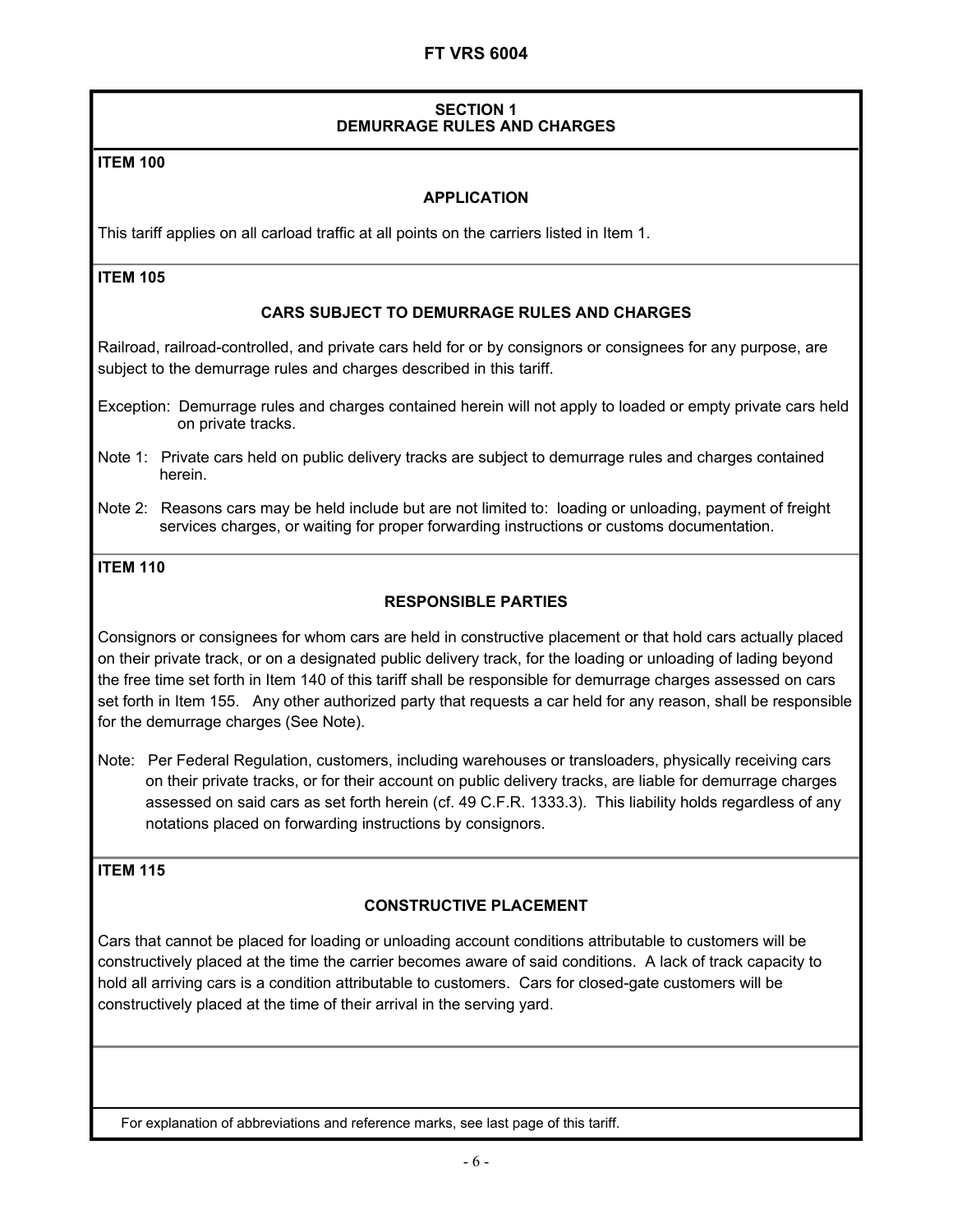## SECTION 1
## DEMURRAGE RULES AND CHARGES

### ITEM 100

#### APPLICATION

This tariff applies on all carload traffic at all points on the carriers listed in Item 1.

### ITEM 105

#### CARS SUBJECT TO DEMURRAGE RULES AND CHARGES

Railroad, railroad-controlled, and private cars held for or by consignors or consignees for any purpose, are subject to the demurrage rules and charges described in this tariff.

Exception: Demurrage rules and charges contained herein will not apply to loaded or empty private cars held on private tracks.

Note 1: Private cars held on public delivery tracks are subject to demurrage rules and charges contained herein.

Note 2: Reasons cars may be held include but are not limited to: loading or unloading, payment of freight services charges, or waiting for proper forwarding instructions or customs documentation.

### ITEM 110

#### RESPONSIBLE PARTIES

Consignors or consignees for whom cars are held in constructive placement or that hold cars actually placed on their private track, or on a designated public delivery track, for the loading or unloading of lading beyond the free time set forth in Item 140 of this tariff shall be responsible for demurrage charges assessed on cars set forth in Item 155. Any other authorized party that requests a car held for any reason, shall be responsible for the demurrage charges (See Note).

Note: Per Federal Regulation, customers, including warehouses or transloaders, physically receiving cars on their private tracks, or for their account on public delivery tracks, are liable for demurrage charges assessed on said cars as set forth herein (cf. 49 C.F.R. 1333.3). This liability holds regardless of any notations placed on forwarding instructions by consignors.

### ITEM 115

#### CONSTRUCTIVE PLACEMENT

Cars that cannot be placed for loading or unloading account conditions attributable to customers will be constructively placed at the time the carrier becomes aware of said conditions. A lack of track capacity to hold all arriving cars is a condition attributable to customers. Cars for closed-gate customers will be constructively placed at the time of their arrival in the serving yard.

For explanation of abbreviations and reference marks, see last page of this tariff.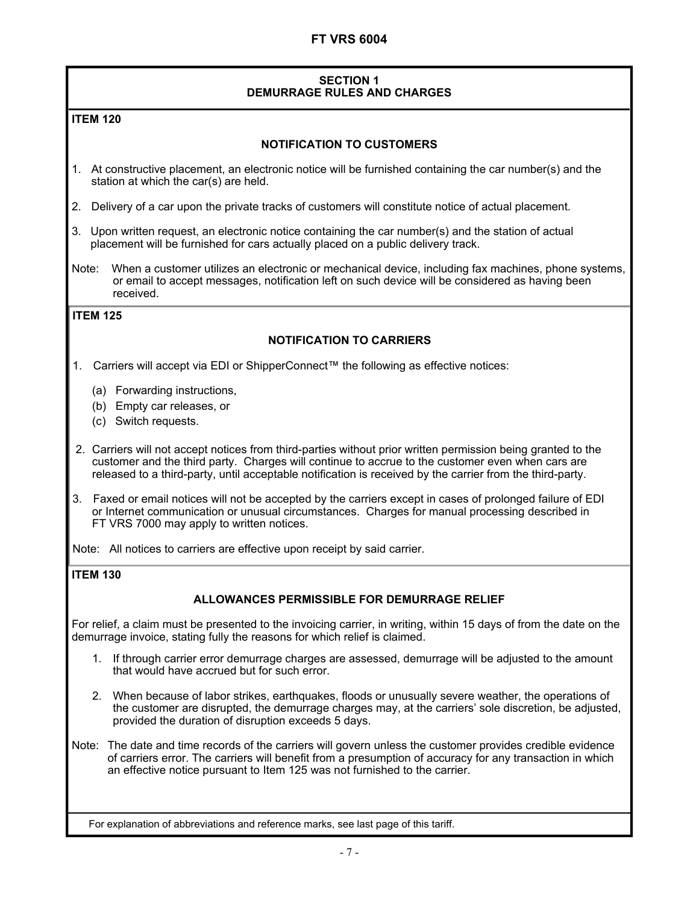## SECTION 1
## DEMURRAGE RULES AND CHARGES

### ITEM 120

#### NOTIFICATION TO CUSTOMERS

1. At constructive placement, an electronic notice will be furnished containing the car number(s) and the station at which the car(s) are held.

2. Delivery of a car upon the private tracks of customers will constitute notice of actual placement.

3. Upon written request, an electronic notice containing the car number(s) and the station of actual placement will be furnished for cars actually placed on a public delivery track.

Note: When a customer utilizes an electronic or mechanical device, including fax machines, phone systems, or email to accept messages, notification left on such device will be considered as having been received.

### ITEM 125

#### NOTIFICATION TO CARRIERS

1. Carriers will accept via EDI or ShipperConnect™ the following as effective notices:

   (a) Forwarding instructions,
   (b) Empty car releases, or
   (c) Switch requests.

2. Carriers will not accept notices from third-parties without prior written permission being granted to the customer and the third party. Charges will continue to accrue to the customer even when cars are released to a third-party, until acceptable notification is received by the carrier from the third-party.

3. Faxed or email notices will not be accepted by the carriers except in cases of prolonged failure of EDI or Internet communication or unusual circumstances. Charges for manual processing described in FT VRS 7000 may apply to written notices.

Note: All notices to carriers are effective upon receipt by said carrier.

### ITEM 130

#### ALLOWANCES PERMISSIBLE FOR DEMURRAGE RELIEF

For relief, a claim must be presented to the invoicing carrier, in writing, within 15 days of from the date on the demurrage invoice, stating fully the reasons for which relief is claimed.

1. If through carrier error demurrage charges are assessed, demurrage will be adjusted to the amount that would have accrued but for such error.

2. When because of labor strikes, earthquakes, floods or unusually severe weather, the operations of the customer are disrupted, the demurrage charges may, at the carriers' sole discretion, be adjusted, provided the duration of disruption exceeds 5 days.

Note: The date and time records of the carriers will govern unless the customer provides credible evidence of carriers error. The carriers will benefit from a presumption of accuracy for any transaction in which an effective notice pursuant to Item 125 was not furnished to the carrier.

For explanation of abbreviations and reference marks, see last page of this tariff.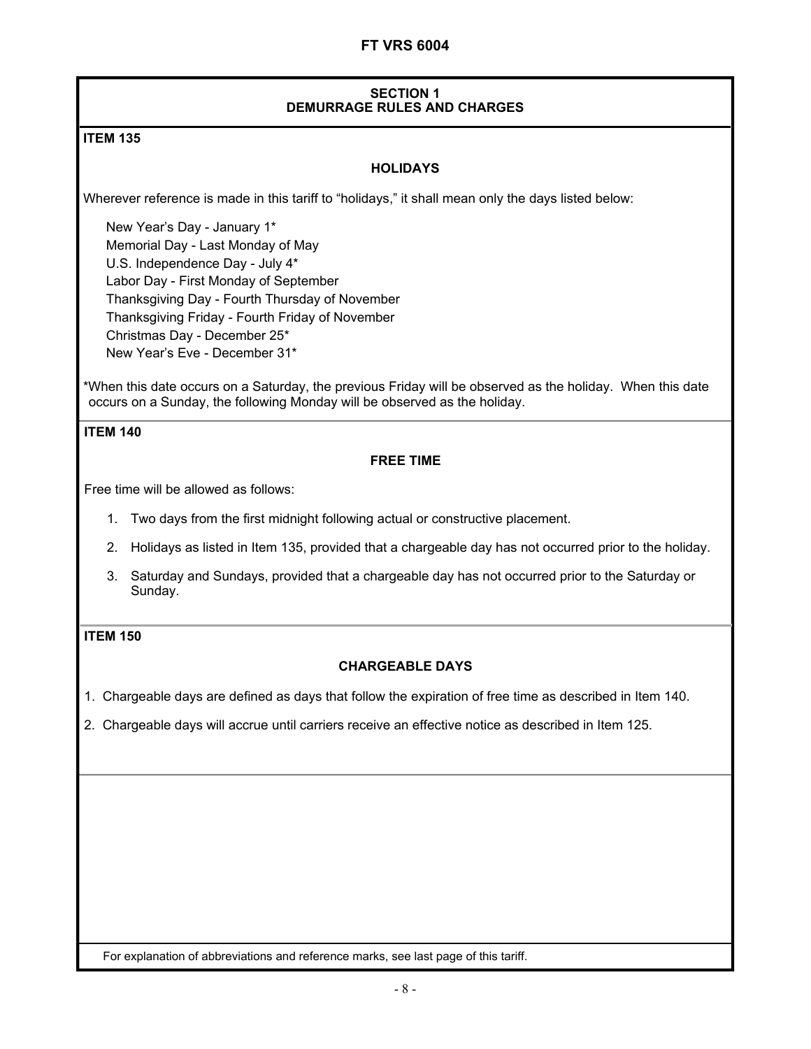## SECTION 1
## DEMURRAGE RULES AND CHARGES

### ITEM 135

#### HOLIDAYS

Wherever reference is made in this tariff to “holidays,” it shall mean only the days listed below:

New Year’s Day - January 1*
Memorial Day - Last Monday of May
U.S. Independence Day - July 4*
Labor Day - First Monday of September
Thanksgiving Day - Fourth Thursday of November
Thanksgiving Friday - Fourth Friday of November
Christmas Day - December 25*
New Year’s Eve - December 31*

*When this date occurs on a Saturday, the previous Friday will be observed as the holiday. When this date occurs on a Sunday, the following Monday will be observed as the holiday.

### ITEM 140

#### FREE TIME

Free time will be allowed as follows:

1. Two days from the first midnight following actual or constructive placement.
2. Holidays as listed in Item 135, provided that a chargeable day has not occurred prior to the holiday.
3. Saturday and Sundays, provided that a chargeable day has not occurred prior to the Saturday or Sunday.

### ITEM 150

#### CHARGEABLE DAYS

1. Chargeable days are defined as days that follow the expiration of free time as described in Item 140.
2. Chargeable days will accrue until carriers receive an effective notice as described in Item 125.

For explanation of abbreviations and reference marks, see last page of this tariff.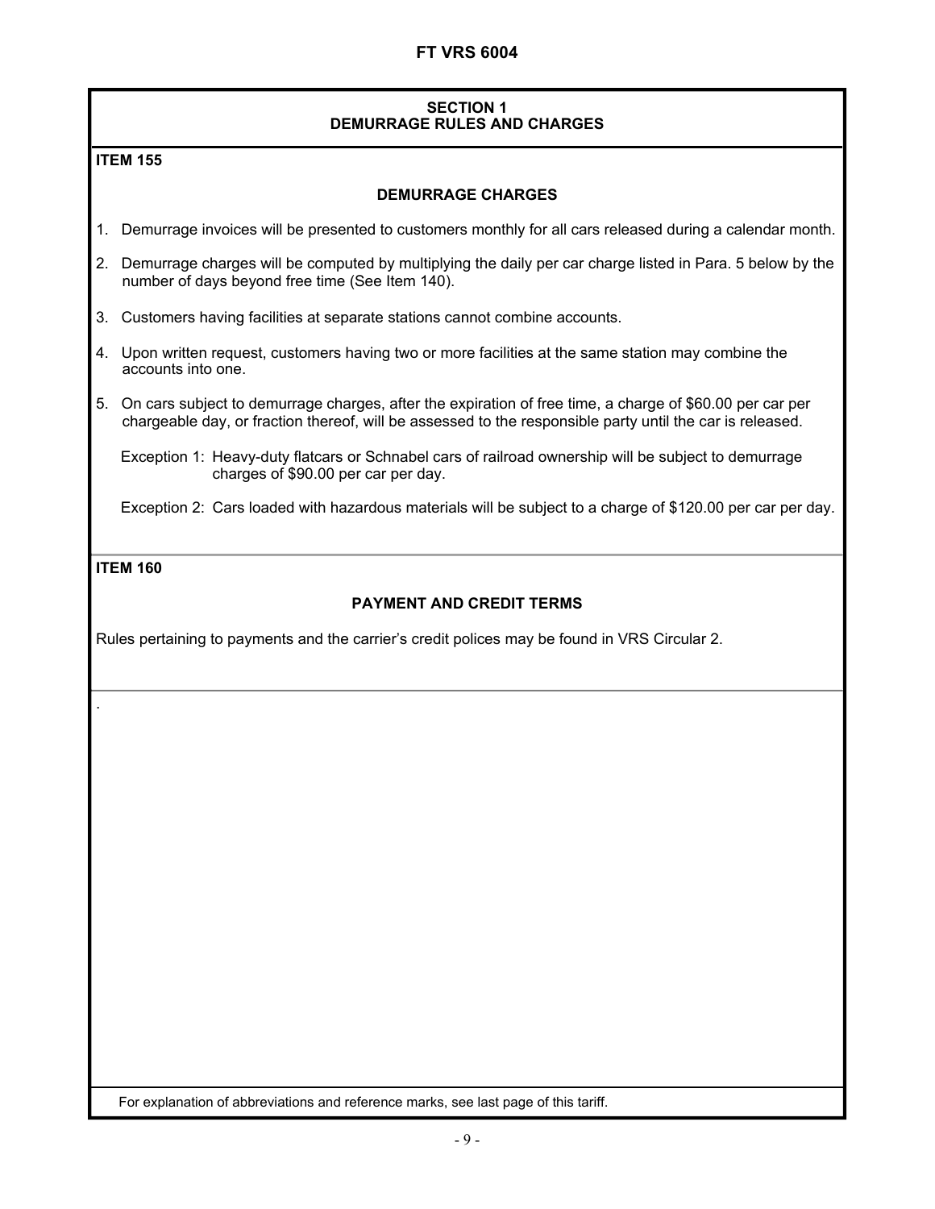## SECTION 1
## DEMURRAGE RULES AND CHARGES

**ITEM 155**

### DEMURRAGE CHARGES

1. Demurrage invoices will be presented to customers monthly for all cars released during a calendar month.
2. Demurrage charges will be computed by multiplying the daily per car charge listed in Para. 5 below by the number of days beyond free time (See Item 140).
3. Customers having facilities at separate stations cannot combine accounts.
4. Upon written request, customers having two or more facilities at the same station may combine the accounts into one.
5. On cars subject to demurrage charges, after the expiration of free time, a charge of $60.00 per car per chargeable day, or fraction thereof, will be assessed to the responsible party until the car is released.

   Exception 1: Heavy-duty flatcars or Schnabel cars of railroad ownership will be subject to demurrage charges of $90.00 per car per day.

   Exception 2: Cars loaded with hazardous materials will be subject to a charge of $120.00 per car per day.

**ITEM 160**

### PAYMENT AND CREDIT TERMS

Rules pertaining to payments and the carrier's credit polices may be found in VRS Circular 2.

.

For explanation of abbreviations and reference marks, see last page of this tariff.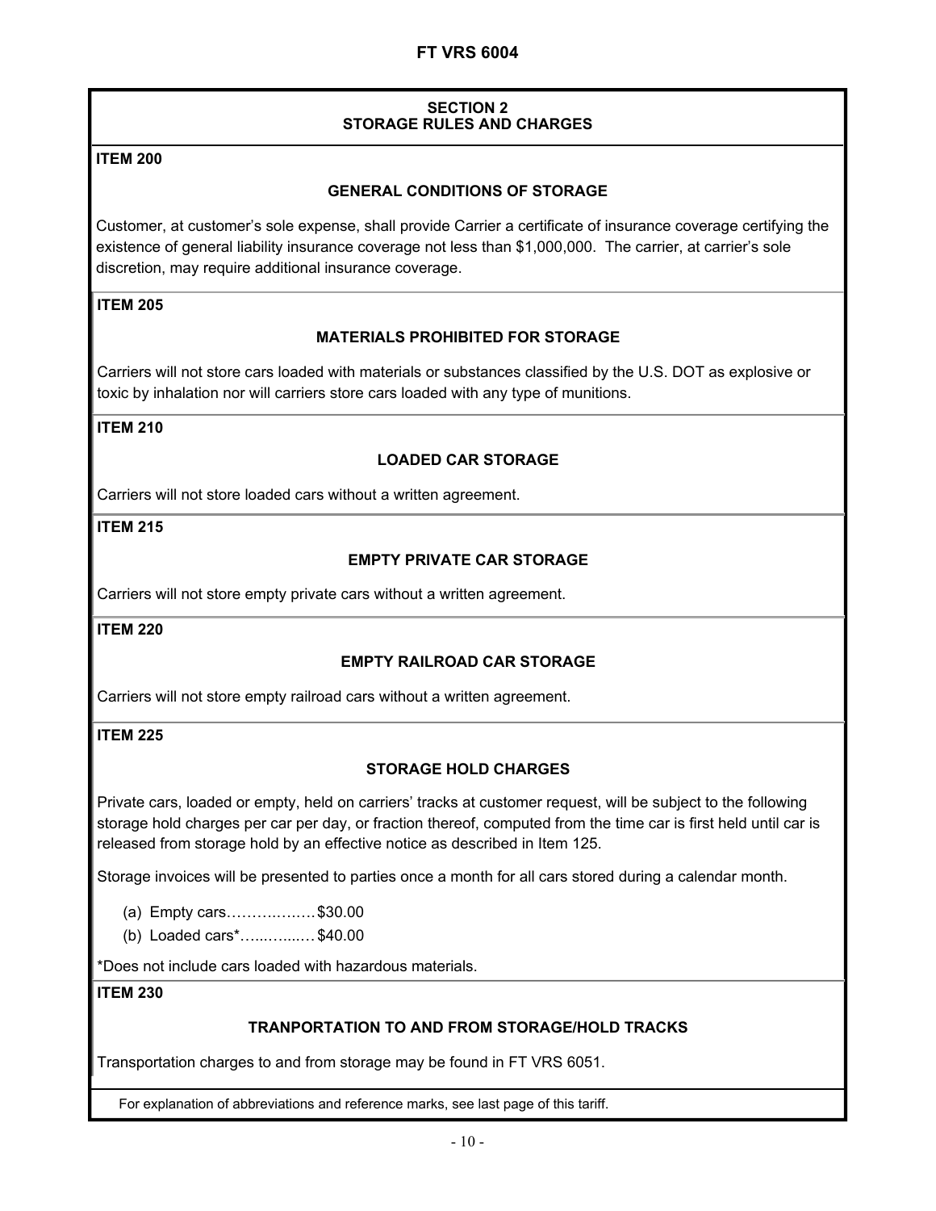## SECTION 2
## STORAGE RULES AND CHARGES

**ITEM 200**

### GENERAL CONDITIONS OF STORAGE

Customer, at customer's sole expense, shall provide Carrier a certificate of insurance coverage certifying the existence of general liability insurance coverage not less than $1,000,000. The carrier, at carrier's sole discretion, may require additional insurance coverage.

**ITEM 205**

### MATERIALS PROHIBITED FOR STORAGE

Carriers will not store cars loaded with materials or substances classified by the U.S. DOT as explosive or toxic by inhalation nor will carriers store cars loaded with any type of munitions.

**ITEM 210**

### LOADED CAR STORAGE

Carriers will not store loaded cars without a written agreement.

**ITEM 215**

### EMPTY PRIVATE CAR STORAGE

Carriers will not store empty private cars without a written agreement.

**ITEM 220**

### EMPTY RAILROAD CAR STORAGE

Carriers will not store empty railroad cars without a written agreement.

**ITEM 225**

### STORAGE HOLD CHARGES

Private cars, loaded or empty, held on carriers' tracks at customer request, will be subject to the following storage hold charges per car per day, or fraction thereof, computed from the time car is first held until car is released from storage hold by an effective notice as described in Item 125.

Storage invoices will be presented to parties once a month for all cars stored during a calendar month.

(a) Empty cars……….……$30.00
(b) Loaded cars*…...…...…$40.00

*Does not include cars loaded with hazardous materials.

**ITEM 230**

### TRANPORTATION TO AND FROM STORAGE/HOLD TRACKS

Transportation charges to and from storage may be found in FT VRS 6051.

For explanation of abbreviations and reference marks, see last page of this tariff.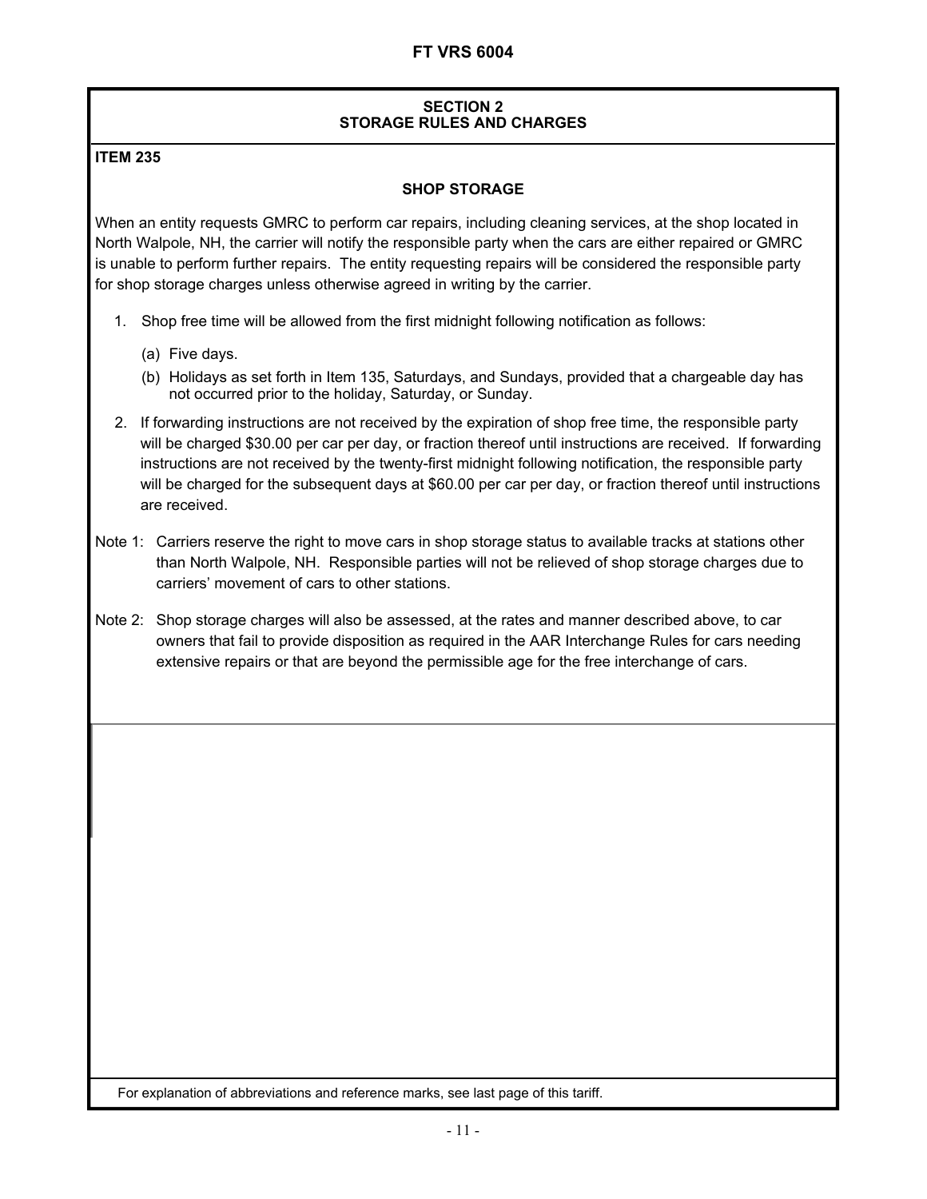## SECTION 2
## STORAGE RULES AND CHARGES

**ITEM 235**

### SHOP STORAGE

When an entity requests GMRC to perform car repairs, including cleaning services, at the shop located in North Walpole, NH, the carrier will notify the responsible party when the cars are either repaired or GMRC is unable to perform further repairs. The entity requesting repairs will be considered the responsible party for shop storage charges unless otherwise agreed in writing by the carrier.

1. Shop free time will be allowed from the first midnight following notification as follows:
   - (a) Five days.
   - (b) Holidays as set forth in Item 135, Saturdays, and Sundays, provided that a chargeable day has not occurred prior to the holiday, Saturday, or Sunday.
2. If forwarding instructions are not received by the expiration of shop free time, the responsible party will be charged $30.00 per car per day, or fraction thereof until instructions are received. If forwarding instructions are not received by the twenty-first midnight following notification, the responsible party will be charged for the subsequent days at $60.00 per car per day, or fraction thereof until instructions are received.

Note 1: Carriers reserve the right to move cars in shop storage status to available tracks at stations other than North Walpole, NH. Responsible parties will not be relieved of shop storage charges due to carriers' movement of cars to other stations.

Note 2: Shop storage charges will also be assessed, at the rates and manner described above, to car owners that fail to provide disposition as required in the AAR Interchange Rules for cars needing extensive repairs or that are beyond the permissible age for the free interchange of cars.

For explanation of abbreviations and reference marks, see last page of this tariff.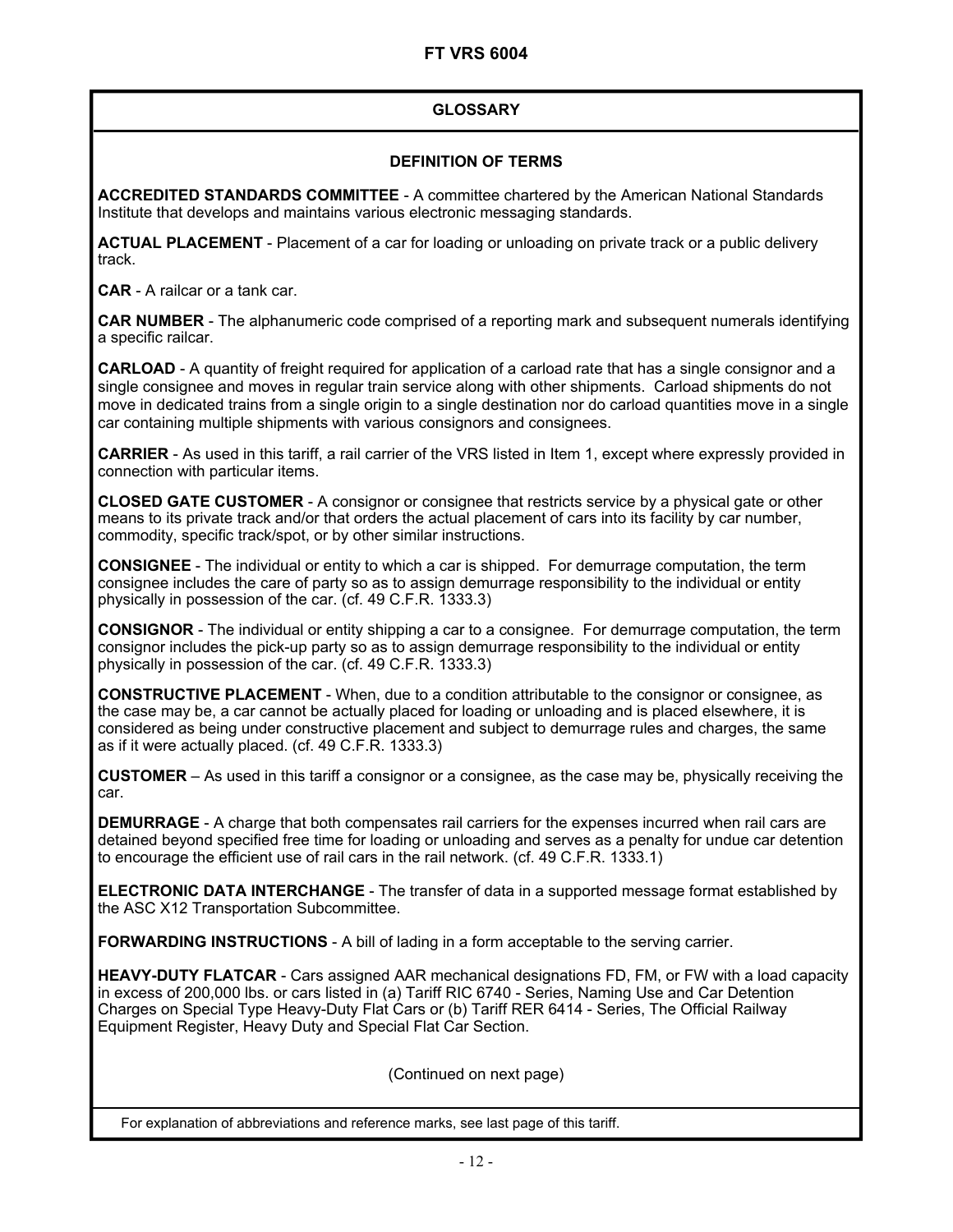## GLOSSARY

### DEFINITION OF TERMS

**ACCREDITED STANDARDS COMMITTEE** - A committee chartered by the American National Standards Institute that develops and maintains various electronic messaging standards.

**ACTUAL PLACEMENT** - Placement of a car for loading or unloading on private track or a public delivery track.

**CAR** - A railcar or a tank car.

**CAR NUMBER** - The alphanumeric code comprised of a reporting mark and subsequent numerals identifying a specific railcar.

**CARLOAD** - A quantity of freight required for application of a carload rate that has a single consignor and a single consignee and moves in regular train service along with other shipments. Carload shipments do not move in dedicated trains from a single origin to a single destination nor do carload quantities move in a single car containing multiple shipments with various consignors and consignees.

**CARRIER** - As used in this tariff, a rail carrier of the VRS listed in Item 1, except where expressly provided in connection with particular items.

**CLOSED GATE CUSTOMER** - A consignor or consignee that restricts service by a physical gate or other means to its private track and/or that orders the actual placement of cars into its facility by car number, commodity, specific track/spot, or by other similar instructions.

**CONSIGNEE** - The individual or entity to which a car is shipped. For demurrage computation, the term consignee includes the care of party so as to assign demurrage responsibility to the individual or entity physically in possession of the car. (cf. 49 C.F.R. 1333.3)

**CONSIGNOR** - The individual or entity shipping a car to a consignee. For demurrage computation, the term consignor includes the pick-up party so as to assign demurrage responsibility to the individual or entity physically in possession of the car. (cf. 49 C.F.R. 1333.3)

**CONSTRUCTIVE PLACEMENT** - When, due to a condition attributable to the consignor or consignee, as the case may be, a car cannot be actually placed for loading or unloading and is placed elsewhere, it is considered as being under constructive placement and subject to demurrage rules and charges, the same as if it were actually placed. (cf. 49 C.F.R. 1333.3)

**CUSTOMER** – As used in this tariff a consignor or a consignee, as the case may be, physically receiving the car.

**DEMURRAGE** - A charge that both compensates rail carriers for the expenses incurred when rail cars are detained beyond specified free time for loading or unloading and serves as a penalty for undue car detention to encourage the efficient use of rail cars in the rail network. (cf. 49 C.F.R. 1333.1)

**ELECTRONIC DATA INTERCHANGE** - The transfer of data in a supported message format established by the ASC X12 Transportation Subcommittee.

**FORWARDING INSTRUCTIONS** - A bill of lading in a form acceptable to the serving carrier.

**HEAVY-DUTY FLATCAR** - Cars assigned AAR mechanical designations FD, FM, or FW with a load capacity in excess of 200,000 lbs. or cars listed in (a) Tariff RIC 6740 - Series, Naming Use and Car Detention Charges on Special Type Heavy-Duty Flat Cars or (b) Tariff RER 6414 - Series, The Official Railway Equipment Register, Heavy Duty and Special Flat Car Section.

(Continued on next page)

For explanation of abbreviations and reference marks, see last page of this tariff.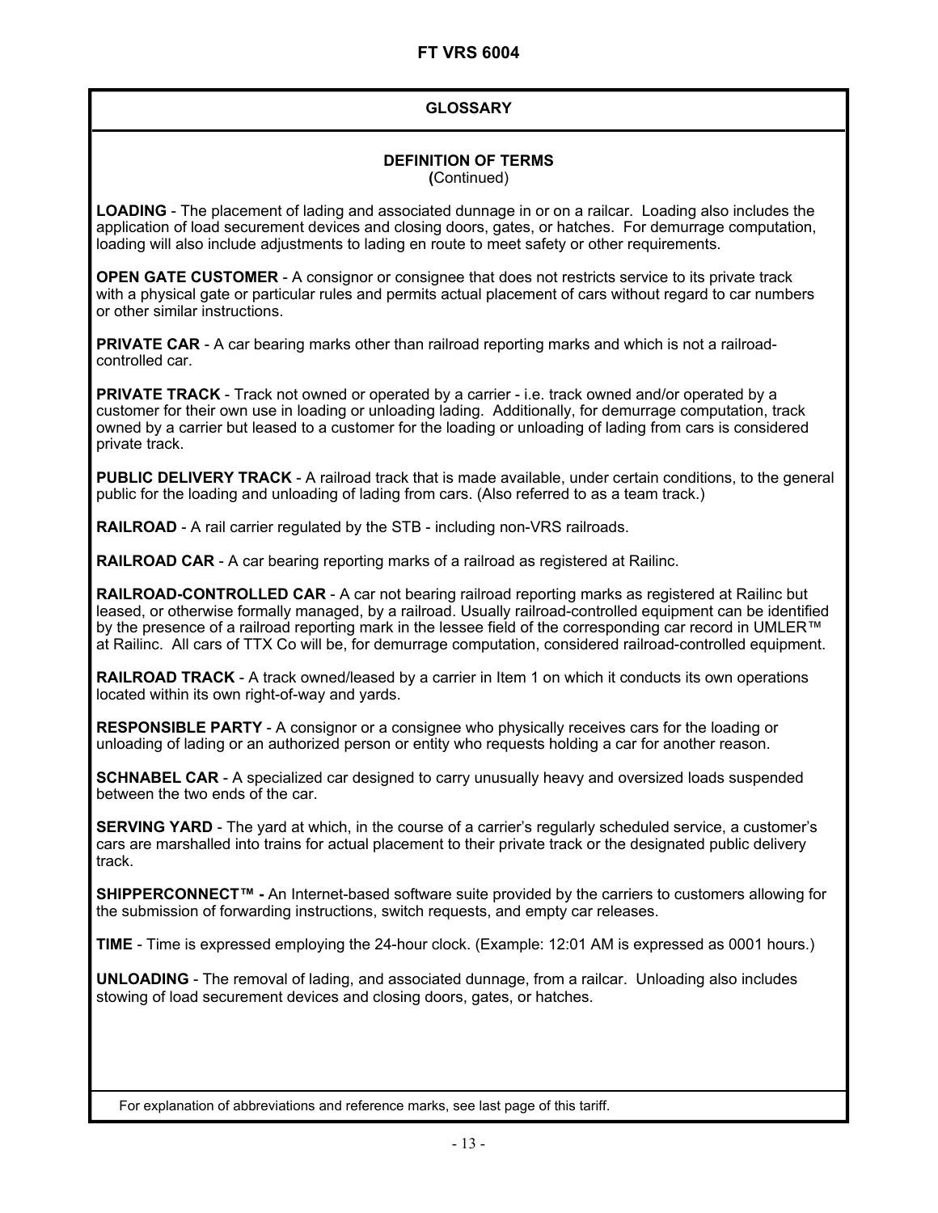## GLOSSARY

### DEFINITION OF TERMS
(Continued)

**LOADING** - The placement of lading and associated dunnage in or on a railcar. Loading also includes the application of load securement devices and closing doors, gates, or hatches. For demurrage computation, loading will also include adjustments to lading en route to meet safety or other requirements.

**OPEN GATE CUSTOMER** - A consignor or consignee that does not restricts service to its private track with a physical gate or particular rules and permits actual placement of cars without regard to car numbers or other similar instructions.

**PRIVATE CAR** - A car bearing marks other than railroad reporting marks and which is not a railroad-controlled car.

**PRIVATE TRACK** - Track not owned or operated by a carrier - i.e. track owned and/or operated by a customer for their own use in loading or unloading lading. Additionally, for demurrage computation, track owned by a carrier but leased to a customer for the loading or unloading of lading from cars is considered private track.

**PUBLIC DELIVERY TRACK** - A railroad track that is made available, under certain conditions, to the general public for the loading and unloading of lading from cars. (Also referred to as a team track.)

**RAILROAD** - A rail carrier regulated by the STB - including non-VRS railroads.

**RAILROAD CAR** - A car bearing reporting marks of a railroad as registered at Railinc.

**RAILROAD-CONTROLLED CAR** - A car not bearing railroad reporting marks as registered at Railinc but leased, or otherwise formally managed, by a railroad. Usually railroad-controlled equipment can be identified by the presence of a railroad reporting mark in the lessee field of the corresponding car record in UMLER™ at Railinc. All cars of TTX Co will be, for demurrage computation, considered railroad-controlled equipment.

**RAILROAD TRACK** - A track owned/leased by a carrier in Item 1 on which it conducts its own operations located within its own right-of-way and yards.

**RESPONSIBLE PARTY** - A consignor or a consignee who physically receives cars for the loading or unloading of lading or an authorized person or entity who requests holding a car for another reason.

**SCHNABEL CAR** - A specialized car designed to carry unusually heavy and oversized loads suspended between the two ends of the car.

**SERVING YARD** - The yard at which, in the course of a carrier's regularly scheduled service, a customer's cars are marshalled into trains for actual placement to their private track or the designated public delivery track.

**SHIPPERCONNECT™ -** An Internet-based software suite provided by the carriers to customers allowing for the submission of forwarding instructions, switch requests, and empty car releases.

**TIME** - Time is expressed employing the 24-hour clock. (Example: 12:01 AM is expressed as 0001 hours.)

**UNLOADING** - The removal of lading, and associated dunnage, from a railcar. Unloading also includes stowing of load securement devices and closing doors, gates, or hatches.

For explanation of abbreviations and reference marks, see last page of this tariff.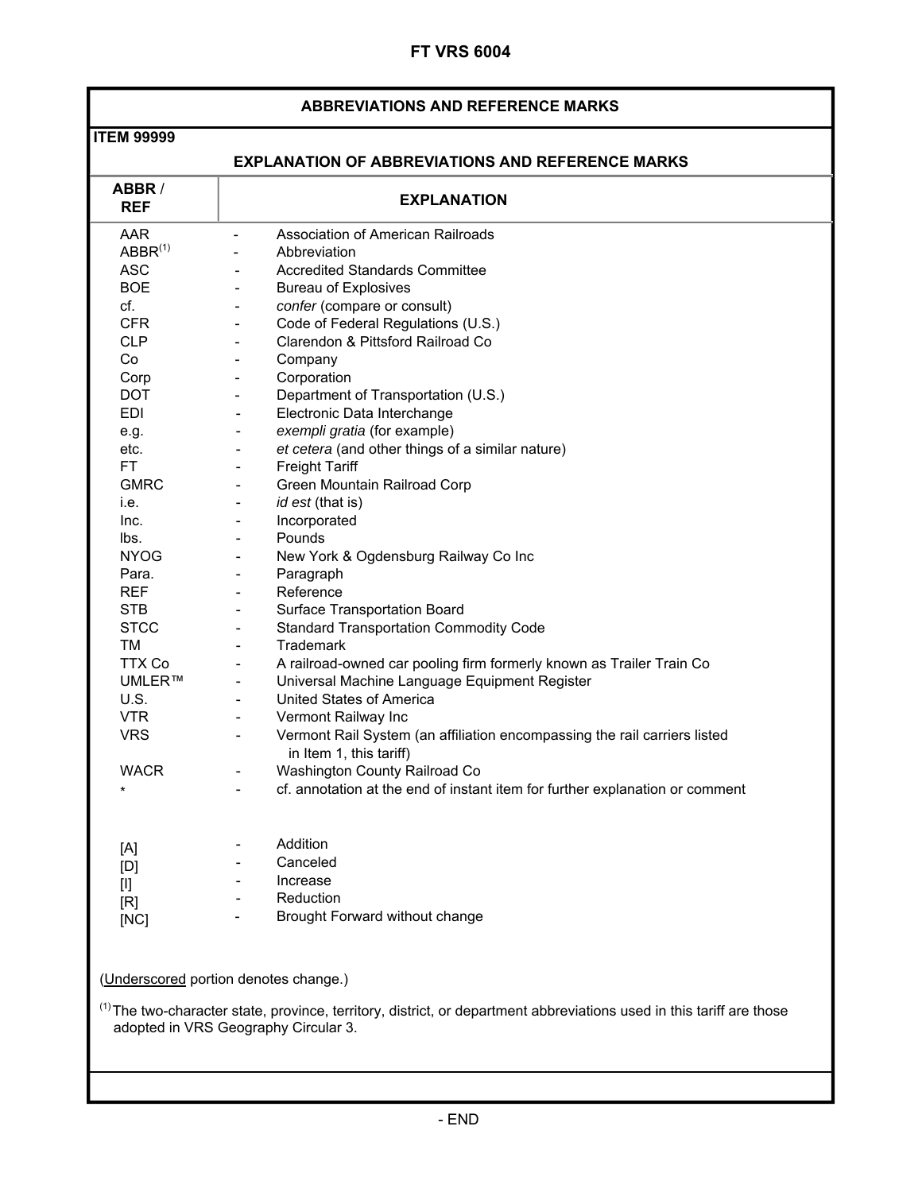## ABBREVIATIONS AND REFERENCE MARKS

**ITEM 99999**

### EXPLANATION OF ABBREVIATIONS AND REFERENCE MARKS

| ABBR / REF | EXPLANATION |
|---|---|
| AAR | - Association of American Railroads |
| ABBR[(1)] | - Abbreviation |
| ASC | - Accredited Standards Committee |
| BOE | - Bureau of Explosives |
| cf. | - *confer* (compare or consult) |
| CFR | - Code of Federal Regulations (U.S.) |
| CLP | - Clarendon & Pittsford Railroad Co |
| Co | - Company |
| Corp | - Corporation |
| DOT | - Department of Transportation (U.S.) |
| EDI | - Electronic Data Interchange |
| e.g. | - *exempli gratia* (for example) |
| etc. | - *et cetera* (and other things of a similar nature) |
| FT | - Freight Tariff |
| GMRC | - Green Mountain Railroad Corp |
| i.e. | - *id est* (that is) |
| Inc. | - Incorporated |
| lbs. | - Pounds |
| NYOG | - New York & Ogdensburg Railway Co Inc |
| Para. | - Paragraph |
| REF | - Reference |
| STB | - Surface Transportation Board |
| STCC | - Standard Transportation Commodity Code |
| TM | - Trademark |
| TTX Co | - A railroad-owned car pooling firm formerly known as Trailer Train Co |
| UMLER™ | - Universal Machine Language Equipment Register |
| U.S. | - United States of America |
| VTR | - Vermont Railway Inc |
| VRS | - Vermont Rail System (an affiliation encompassing the rail carriers listed in Item 1, this tariff) |
| WACR | - Washington County Railroad Co |
| * | - cf. annotation at the end of instant item for further explanation or comment |
| [A] | - Addition |
| [D] | - Canceled |
| [I] | - Increase |
| [R] | - Reduction |
| [NC] | - Brought Forward without change |

(<u>Underscored</u> portion denotes change.)

[(1)] The two-character state, province, territory, district, or department abbreviations used in this tariff are those adopted in VRS Geography Circular 3.

- END